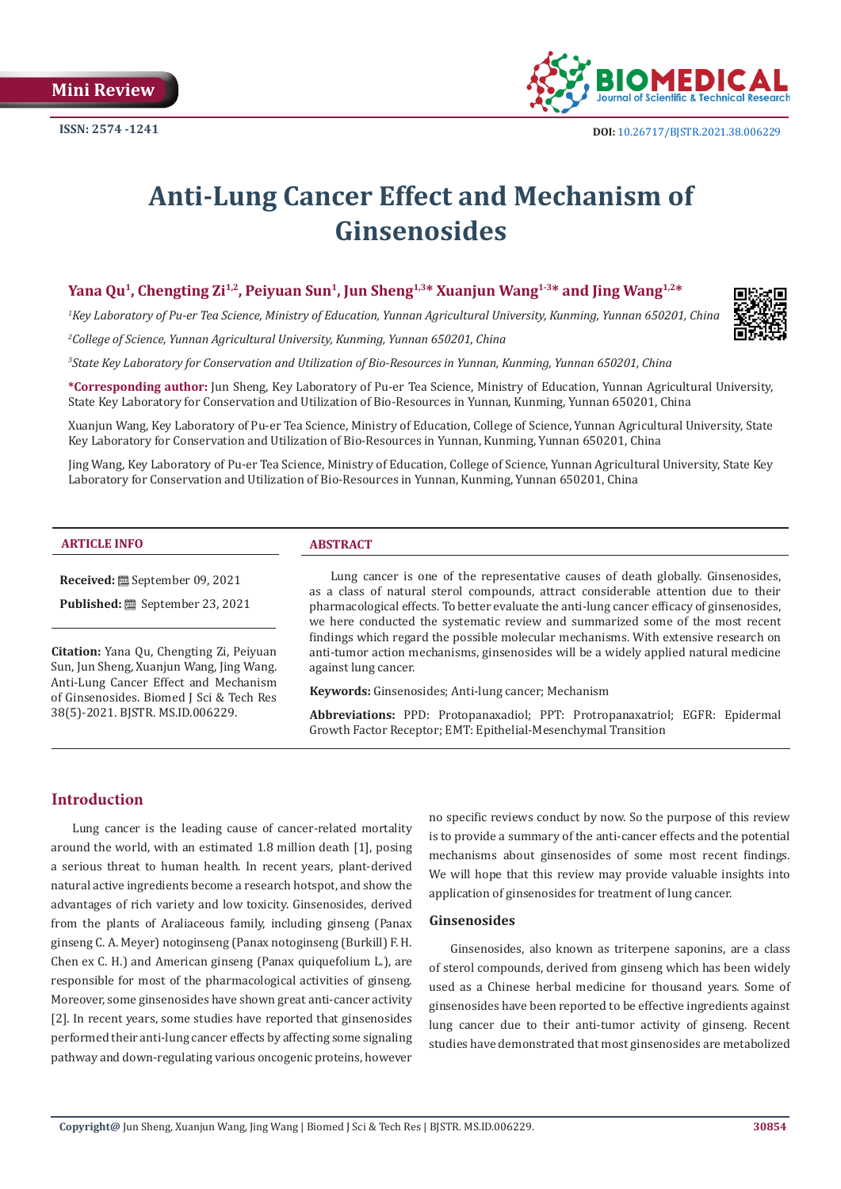Mini Review

ISSN: 2574 -1241

DOI: 10.26717/BJSTR.2021.38.006229

# Anti-Lung Cancer Effect and Mechanism of Ginsenosides

**Yana Qu[1], Chengting Zi[1,2], Peiyuan Sun[1], Jun Sheng[1,3]* Xuanjun Wang[1-3]* and Jing Wang[1,2]***

*[1]Key Laboratory of Pu-er Tea Science, Ministry of Education, Yunnan Agricultural University, Kunming, Yunnan 650201, China*

*[2]College of Science, Yunnan Agricultural University, Kunming, Yunnan 650201, China*

*[3]State Key Laboratory for Conservation and Utilization of Bio-Resources in Yunnan, Kunming, Yunnan 650201, China*

**\*Corresponding author:** Jun Sheng, Key Laboratory of Pu-er Tea Science, Ministry of Education, Yunnan Agricultural University, State Key Laboratory for Conservation and Utilization of Bio-Resources in Yunnan, Kunming, Yunnan 650201, China

Xuanjun Wang, Key Laboratory of Pu-er Tea Science, Ministry of Education, College of Science, Yunnan Agricultural University, State Key Laboratory for Conservation and Utilization of Bio-Resources in Yunnan, Kunming, Yunnan 650201, China

Jing Wang, Key Laboratory of Pu-er Tea Science, Ministry of Education, College of Science, Yunnan Agricultural University, State Key Laboratory for Conservation and Utilization of Bio-Resources in Yunnan, Kunming, Yunnan 650201, China

**ARTICLE INFO**

**Received:** September 09, 2021

**Published:** September 23, 2021

**Citation:** Yana Qu, Chengting Zi, Peiyuan Sun, Jun Sheng, Xuanjun Wang, Jing Wang. Anti-Lung Cancer Effect and Mechanism of Ginsenosides. Biomed J Sci & Tech Res 38(5)-2021. BJSTR. MS.ID.006229.

**ABSTRACT**

Lung cancer is one of the representative causes of death globally. Ginsenosides, as a class of natural sterol compounds, attract considerable attention due to their pharmacological effects. To better evaluate the anti-lung cancer efficacy of ginsenosides, we here conducted the systematic review and summarized some of the most recent findings which regard the possible molecular mechanisms. With extensive research on anti-tumor action mechanisms, ginsenosides will be a widely applied natural medicine against lung cancer.

**Keywords:** Ginsenosides; Anti-lung cancer; Mechanism

**Abbreviations:** PPD: Protopanaxadiol; PPT: Protropanaxatriol; EGFR: Epidermal Growth Factor Receptor; EMT: Epithelial-Mesenchymal Transition

## Introduction

Lung cancer is the leading cause of cancer-related mortality around the world, with an estimated 1.8 million death [1], posing a serious threat to human health. In recent years, plant-derived natural active ingredients become a research hotspot, and show the advantages of rich variety and low toxicity. Ginsenosides, derived from the plants of Araliaceous family, including ginseng (Panax ginseng C. A. Meyer) notoginseng (Panax notoginseng (Burkill) F. H. Chen ex C. H.) and American ginseng (Panax quiquefolium L.), are responsible for most of the pharmacological activities of ginseng. Moreover, some ginsenosides have shown great anti-cancer activity [2]. In recent years, some studies have reported that ginsenosides performed their anti-lung cancer effects by affecting some signaling pathway and down-regulating various oncogenic proteins, however no specific reviews conduct by now. So the purpose of this review is to provide a summary of the anti-cancer effects and the potential mechanisms about ginsenosides of some most recent findings. We will hope that this review may provide valuable insights into application of ginsenosides for treatment of lung cancer.

### Ginsenosides

Ginsenosides, also known as triterpene saponins, are a class of sterol compounds, derived from ginseng which has been widely used as a Chinese herbal medicine for thousand years. Some of ginsenosides have been reported to be effective ingredients against lung cancer due to their anti-tumor activity of ginseng. Recent studies have demonstrated that most ginsenosides are metabolized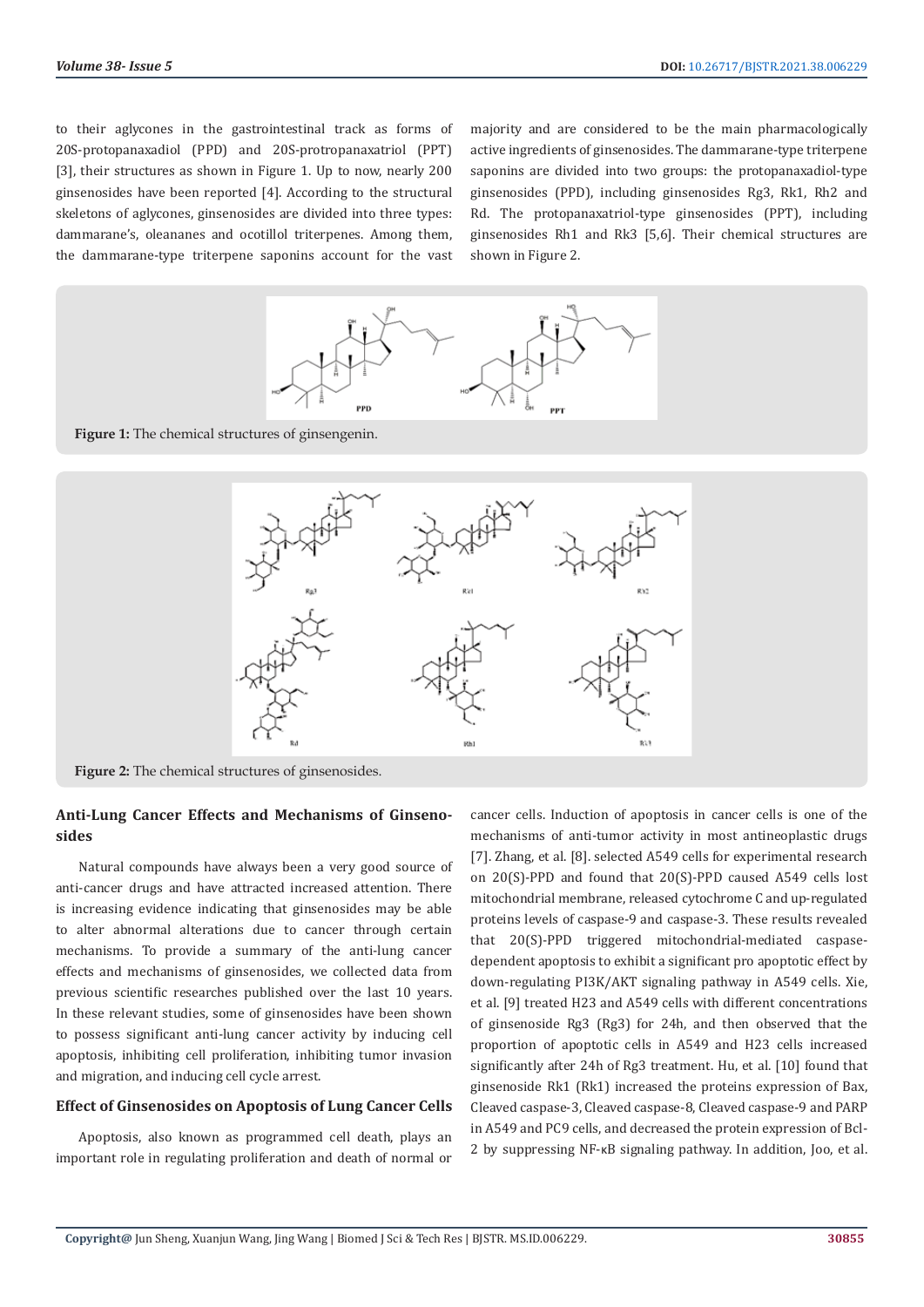to their aglycones in the gastrointestinal track as forms of 20S-protopanaxadiol (PPD) and 20S-protropanaxatriol (PPT) [3], their structures as shown in Figure 1. Up to now, nearly 200 ginsenosides have been reported [4]. According to the structural skeletons of aglycones, ginsenosides are divided into three types: dammarane's, oleananes and ocotillol triterpenes. Among them, the dammarane-type triterpene saponins account for the vast majority and are considered to be the main pharmacologically active ingredients of ginsenosides. The dammarane-type triterpene saponins are divided into two groups: the protopanaxadiol-type ginsenosides (PPD), including ginsenosides Rg3, Rk1, Rh2 and Rd. The protopanaxatriol-type ginsenosides (PPT), including ginsenosides Rh1 and Rk3 [5,6]. Their chemical structures are shown in Figure 2.

**Figure 1:** The chemical structures of ginsengenin.

**Figure 2:** The chemical structures of ginsenosides.

## Anti-Lung Cancer Effects and Mechanisms of Ginsenosides

Natural compounds have always been a very good source of anti-cancer drugs and have attracted increased attention. There is increasing evidence indicating that ginsenosides may be able to alter abnormal alterations due to cancer through certain mechanisms. To provide a summary of the anti-lung cancer effects and mechanisms of ginsenosides, we collected data from previous scientific researches published over the last 10 years. In these relevant studies, some of ginsenosides have been shown to possess significant anti-lung cancer activity by inducing cell apoptosis, inhibiting cell proliferation, inhibiting tumor invasion and migration, and inducing cell cycle arrest.

### Effect of Ginsenosides on Apoptosis of Lung Cancer Cells

Apoptosis, also known as programmed cell death, plays an important role in regulating proliferation and death of normal or cancer cells. Induction of apoptosis in cancer cells is one of the mechanisms of anti-tumor activity in most antineoplastic drugs [7]. Zhang, et al. [8]. selected A549 cells for experimental research on 20(S)-PPD and found that 20(S)-PPD caused A549 cells lost mitochondrial membrane, released cytochrome C and up-regulated proteins levels of caspase-9 and caspase-3. These results revealed that 20(S)-PPD triggered mitochondrial-mediated caspase-dependent apoptosis to exhibit a significant pro apoptotic effect by down-regulating PI3K/AKT signaling pathway in A549 cells. Xie, et al. [9] treated H23 and A549 cells with different concentrations of ginsenoside Rg3 (Rg3) for 24h, and then observed that the proportion of apoptotic cells in A549 and H23 cells increased significantly after 24h of Rg3 treatment. Hu, et al. [10] found that ginsenoside Rk1 (Rk1) increased the proteins expression of Bax, Cleaved caspase-3, Cleaved caspase-8, Cleaved caspase-9 and PARP in A549 and PC9 cells, and decreased the protein expression of Bcl-2 by suppressing NF-κB signaling pathway. In addition, Joo, et al.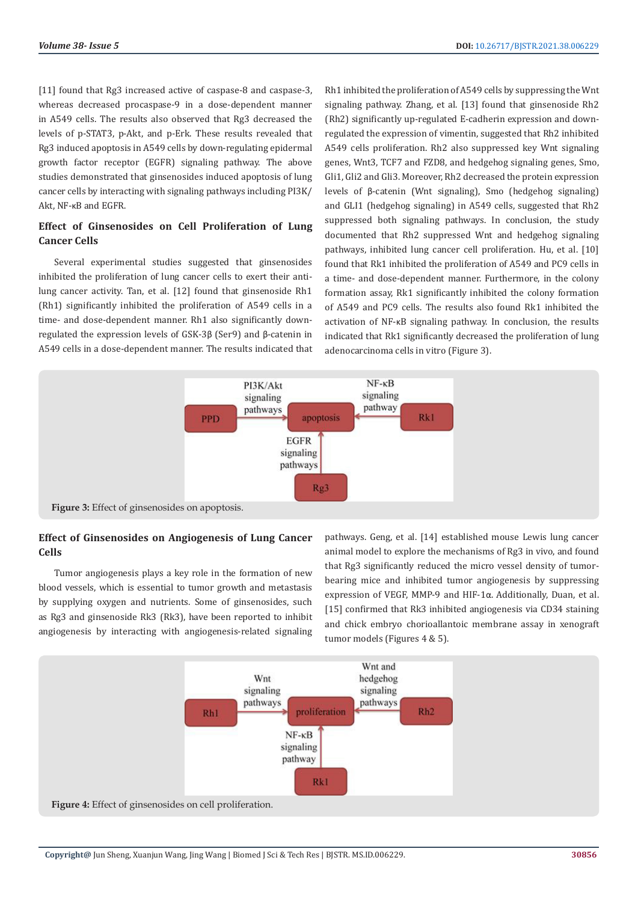[11] found that Rg3 increased active of caspase-8 and caspase-3, whereas decreased procaspase-9 in a dose-dependent manner in A549 cells. The results also observed that Rg3 decreased the levels of p-STAT3, p-Akt, and p-Erk. These results revealed that Rg3 induced apoptosis in A549 cells by down-regulating epidermal growth factor receptor (EGFR) signaling pathway. The above studies demonstrated that ginsenosides induced apoptosis of lung cancer cells by interacting with signaling pathways including PI3K/Akt, NF-κB and EGFR.

## Effect of Ginsenosides on Cell Proliferation of Lung Cancer Cells

Several experimental studies suggested that ginsenosides inhibited the proliferation of lung cancer cells to exert their anti-lung cancer activity. Tan, et al. [12] found that ginsenoside Rh1 (Rh1) significantly inhibited the proliferation of A549 cells in a time- and dose-dependent manner. Rh1 also significantly down-regulated the expression levels of GSK-3β (Ser9) and β-catenin in A549 cells in a dose-dependent manner. The results indicated that Rh1 inhibited the proliferation of A549 cells by suppressing the Wnt signaling pathway. Zhang, et al. [13] found that ginsenoside Rh2 (Rh2) significantly up-regulated E-cadherin expression and down-regulated the expression of vimentin, suggested that Rh2 inhibited A549 cells proliferation. Rh2 also suppressed key Wnt signaling genes, Wnt3, TCF7 and FZD8, and hedgehog signaling genes, Smo, Gli1, Gli2 and Gli3. Moreover, Rh2 decreased the protein expression levels of β-catenin (Wnt signaling), Smo (hedgehog signaling) and GLI1 (hedgehog signaling) in A549 cells, suggested that Rh2 suppressed both signaling pathways. In conclusion, the study documented that Rh2 suppressed Wnt and hedgehog signaling pathways, inhibited lung cancer cell proliferation. Hu, et al. [10] found that Rk1 inhibited the proliferation of A549 and PC9 cells in a time- and dose-dependent manner. Furthermore, in the colony formation assay, Rk1 significantly inhibited the colony formation of A549 and PC9 cells. The results also found Rk1 inhibited the activation of NF-κB signaling pathway. In conclusion, the results indicated that Rk1 significantly decreased the proliferation of lung adenocarcinoma cells in vitro (Figure 3).

**Figure 3:** Effect of ginsenosides on apoptosis.

## Effect of Ginsenosides on Angiogenesis of Lung Cancer Cells

Tumor angiogenesis plays a key role in the formation of new blood vessels, which is essential to tumor growth and metastasis by supplying oxygen and nutrients. Some of ginsenosides, such as Rg3 and ginsenoside Rk3 (Rk3), have been reported to inhibit angiogenesis by interacting with angiogenesis-related signaling pathways. Geng, et al. [14] established mouse Lewis lung cancer animal model to explore the mechanisms of Rg3 in vivo, and found that Rg3 significantly reduced the micro vessel density of tumor-bearing mice and inhibited tumor angiogenesis by suppressing expression of VEGF, MMP-9 and HIF-1α. Additionally, Duan, et al. [15] confirmed that Rk3 inhibited angiogenesis via CD34 staining and chick embryo chorioallantoic membrane assay in xenograft tumor models (Figures 4 & 5).

**Figure 4:** Effect of ginsenosides on cell proliferation.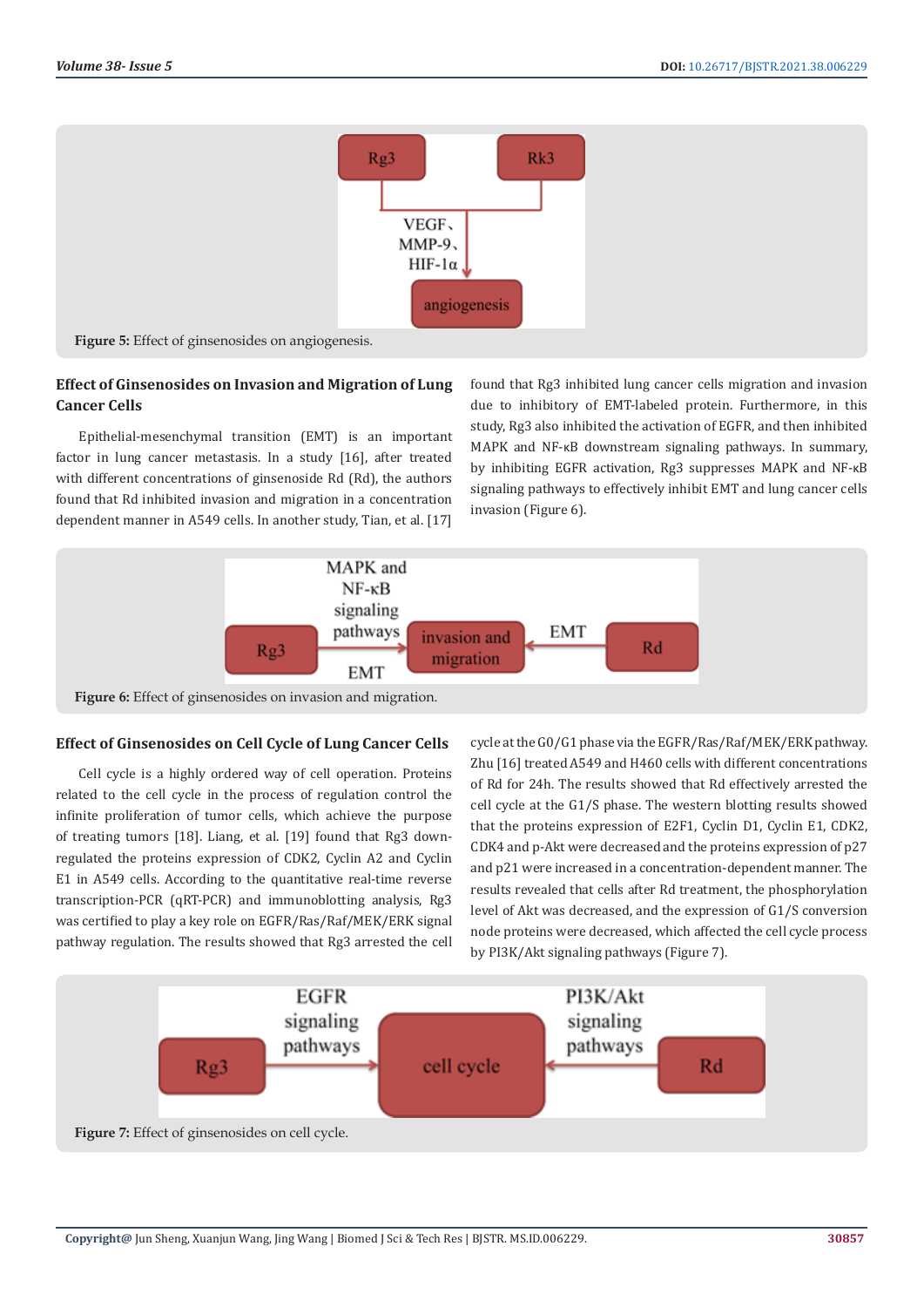Figure 5: Effect of ginsenosides on angiogenesis.

## Effect of Ginsenosides on Invasion and Migration of Lung Cancer Cells

Epithelial-mesenchymal transition (EMT) is an important factor in lung cancer metastasis. In a study [16], after treated with different concentrations of ginsenoside Rd (Rd), the authors found that Rd inhibited invasion and migration in a concentration dependent manner in A549 cells. In another study, Tian, et al. [17] found that Rg3 inhibited lung cancer cells migration and invasion due to inhibitory of EMT-labeled protein. Furthermore, in this study, Rg3 also inhibited the activation of EGFR, and then inhibited MAPK and NF-κB downstream signaling pathways. In summary, by inhibiting EGFR activation, Rg3 suppresses MAPK and NF-κB signaling pathways to effectively inhibit EMT and lung cancer cells invasion (Figure 6).

Figure 6: Effect of ginsenosides on invasion and migration.

## Effect of Ginsenosides on Cell Cycle of Lung Cancer Cells

Cell cycle is a highly ordered way of cell operation. Proteins related to the cell cycle in the process of regulation control the infinite proliferation of tumor cells, which achieve the purpose of treating tumors [18]. Liang, et al. [19] found that Rg3 down-regulated the proteins expression of CDK2, Cyclin A2 and Cyclin E1 in A549 cells. According to the quantitative real-time reverse transcription-PCR (qRT-PCR) and immunoblotting analysis, Rg3 was certified to play a key role on EGFR/Ras/Raf/MEK/ERK signal pathway regulation. The results showed that Rg3 arrested the cell cycle at the G0/G1 phase via the EGFR/Ras/Raf/MEK/ERK pathway. Zhu [16] treated A549 and H460 cells with different concentrations of Rd for 24h. The results showed that Rd effectively arrested the cell cycle at the G1/S phase. The western blotting results showed that the proteins expression of E2F1, Cyclin D1, Cyclin E1, CDK2, CDK4 and p-Akt were decreased and the proteins expression of p27 and p21 were increased in a concentration-dependent manner. The results revealed that cells after Rd treatment, the phosphorylation level of Akt was decreased, and the expression of G1/S conversion node proteins were decreased, which affected the cell cycle process by PI3K/Akt signaling pathways (Figure 7).

Figure 7: Effect of ginsenosides on cell cycle.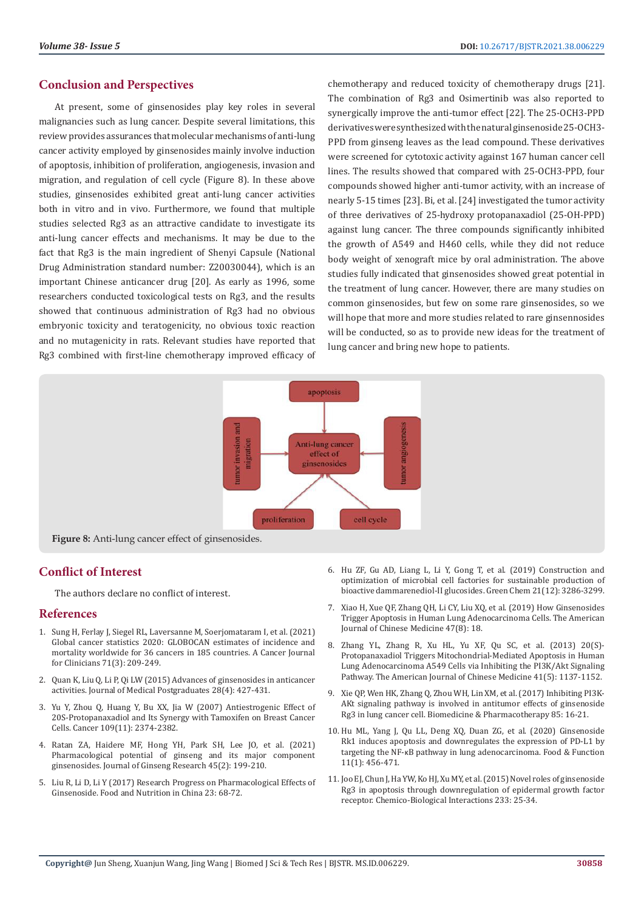## Conclusion and Perspectives

At present, some of ginsenosides play key roles in several malignancies such as lung cancer. Despite several limitations, this review provides assurances that molecular mechanisms of anti-lung cancer activity employed by ginsenosides mainly involve induction of apoptosis, inhibition of proliferation, angiogenesis, invasion and migration, and regulation of cell cycle (Figure 8). In these above studies, ginsenosides exhibited great anti-lung cancer activities both in vitro and in vivo. Furthermore, we found that multiple studies selected Rg3 as an attractive candidate to investigate its anti-lung cancer effects and mechanisms. It may be due to the fact that Rg3 is the main ingredient of Shenyi Capsule (National Drug Administration standard number: Z20030044), which is an important Chinese anticancer drug [20]. As early as 1996, some researchers conducted toxicological tests on Rg3, and the results showed that continuous administration of Rg3 had no obvious embryonic toxicity and teratogenicity, no obvious toxic reaction and no mutagenicity in rats. Relevant studies have reported that Rg3 combined with first-line chemotherapy improved efficacy of chemotherapy and reduced toxicity of chemotherapy drugs [21]. The combination of Rg3 and Osimertinib was also reported to synergically improve the anti-tumor effect [22]. The 25-OCH3-PPD derivatives were synthesized with the natural ginsenoside 25-OCH3-PPD from ginseng leaves as the lead compound. These derivatives were screened for cytotoxic activity against 167 human cancer cell lines. The results showed that compared with 25-OCH3-PPD, four compounds showed higher anti-tumor activity, with an increase of nearly 5-15 times [23]. Bi, et al. [24] investigated the tumor activity of three derivatives of 25-hydroxy protopanaxadiol (25-OH-PPD) against lung cancer. The three compounds significantly inhibited the growth of A549 and H460 cells, while they did not reduce body weight of xenograft mice by oral administration. The above studies fully indicated that ginsenosides showed great potential in the treatment of lung cancer. However, there are many studies on common ginsenosides, but few on some rare ginsenosides, so we will hope that more and more studies related to rare ginsennosides will be conducted, so as to provide new ideas for the treatment of lung cancer and bring new hope to patients.

**Figure 8:** Anti-lung cancer effect of ginsenosides.

## Conflict of Interest

The authors declare no conflict of interest.

## References

1. Sung H, Ferlay J, Siegel RL, Laversanne M, Soerjomataram I, et al. (2021) Global cancer statistics 2020: GLOBOCAN estimates of incidence and mortality worldwide for 36 cancers in 185 countries. A Cancer Journal for Clinicians 71(3): 209-249.
2. Quan K, Liu Q, Li P, Qi LW (2015) Advances of ginsenosides in anticancer activities. Journal of Medical Postgraduates 28(4): 427-431.
3. Yu Y, Zhou Q, Huang Y, Bu XX, Jia W (2007) Antiestrogenic Effect of 20S-Protopanaxadiol and Its Synergy with Tamoxifen on Breast Cancer Cells. Cancer 109(11): 2374-2382.
4. Ratan ZA, Haidere MF, Hong YH, Park SH, Lee JO, et al. (2021) Pharmacological potential of ginseng and its major component ginsenosides. Journal of Ginseng Research 45(2): 199-210.
5. Liu R, Li D, Li Y (2017) Research Progress on Pharmacological Effects of Ginsenoside. Food and Nutrition in China 23: 68-72.
6. Hu ZF, Gu AD, Liang L, Li Y, Gong T, et al. (2019) Construction and optimization of microbial cell factories for sustainable production of bioactive dammarenediol-II glucosides. Green Chem 21(12): 3286-3299.
7. Xiao H, Xue QF, Zhang QH, Li CY, Liu XQ, et al. (2019) How Ginsenosides Trigger Apoptosis in Human Lung Adenocarcinoma Cells. The American Journal of Chinese Medicine 47(8): 18.
8. Zhang YL, Zhang R, Xu HL, Yu XF, Qu SC, et al. (2013) 20(S)-Protopanaxadiol Triggers Mitochondrial-Mediated Apoptosis in Human Lung Adenocarcinoma A549 Cells via Inhibiting the PI3K/Akt Signaling Pathway. The American Journal of Chinese Medicine 41(5): 1137-1152.
9. Xie QP, Wen HK, Zhang Q, Zhou WH, Lin XM, et al. (2017) Inhibiting PI3K-AKt signaling pathway is involved in antitumor effects of ginsenoside Rg3 in lung cancer cell. Biomedicine & Pharmacotherapy 85: 16-21.
10. Hu ML, Yang J, Qu LL, Deng XQ, Duan ZG, et al. (2020) Ginsenoside Rk1 induces apoptosis and downregulates the expression of PD-L1 by targeting the NF-κB pathway in lung adenocarcinoma. Food & Function 11(1): 456-471.
11. Joo EJ, Chun J, Ha YW, Ko HJ, Xu MY, et al. (2015) Novel roles of ginsenoside Rg3 in apoptosis through downregulation of epidermal growth factor receptor. Chemico-Biological Interactions 233: 25-34.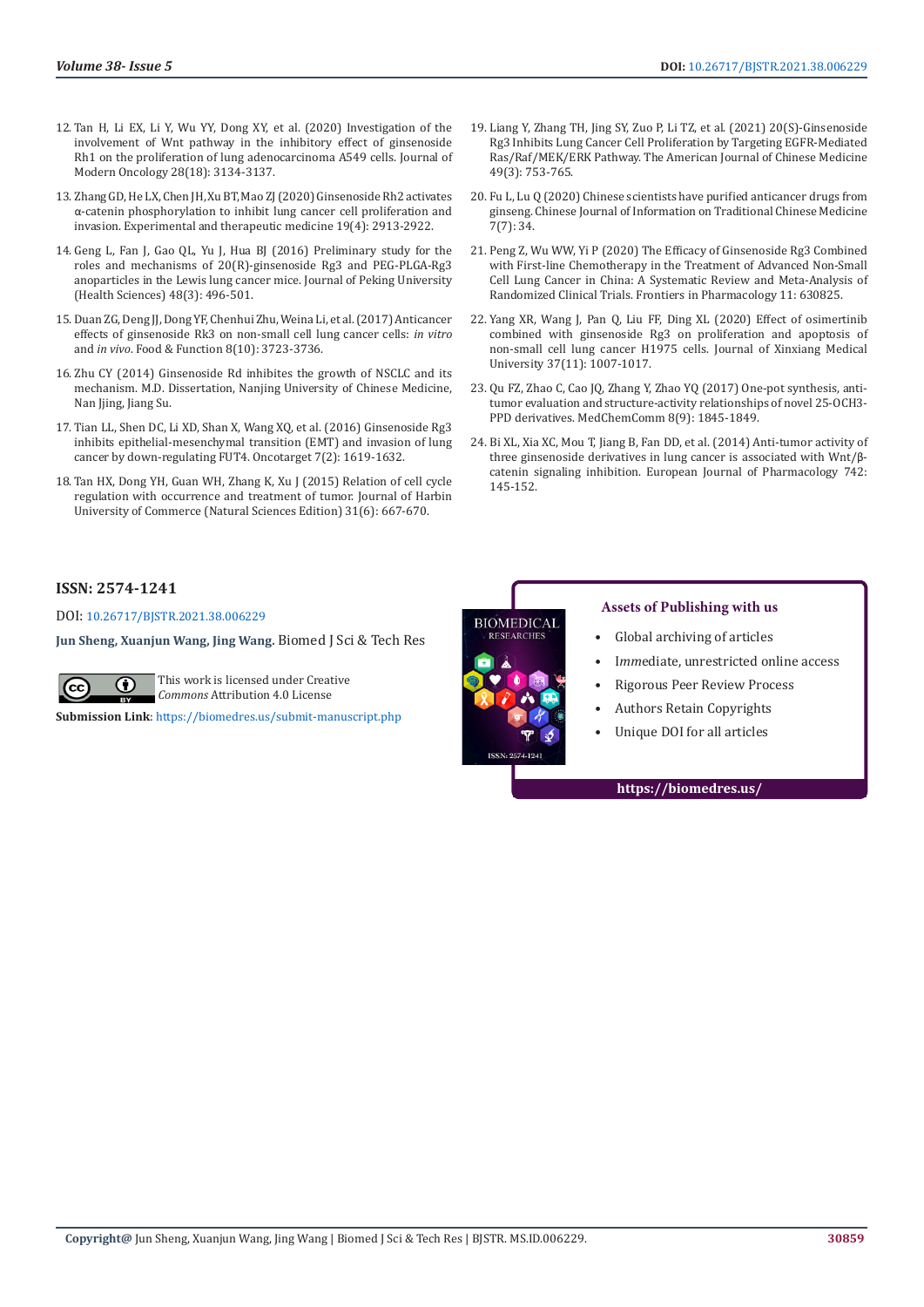12. Tan H, Li EX, Li Y, Wu YY, Dong XY, et al. (2020) Investigation of the involvement of Wnt pathway in the inhibitory effect of ginsenoside Rh1 on the proliferation of lung adenocarcinoma A549 cells. Journal of Modern Oncology 28(18): 3134-3137.

13. Zhang GD, He LX, Chen JH, Xu BT, Mao ZJ (2020) Ginsenoside Rh2 activates α-catenin phosphorylation to inhibit lung cancer cell proliferation and invasion. Experimental and therapeutic medicine 19(4): 2913-2922.

14. Geng L, Fan J, Gao QL, Yu J, Hua BJ (2016) Preliminary study for the roles and mechanisms of 20(R)-ginsenoside Rg3 and PEG-PLGA-Rg3 anoparticles in the Lewis lung cancer mice. Journal of Peking University (Health Sciences) 48(3): 496-501.

15. Duan ZG, Deng JJ, Dong YF, Chenhui Zhu, Weina Li, et al. (2017) Anticancer effects of ginsenoside Rk3 on non-small cell lung cancer cells: *in vitro* and *in vivo*. Food & Function 8(10): 3723-3736.

16. Zhu CY (2014) Ginsenoside Rd inhibites the growth of NSCLC and its mechanism. M.D. Dissertation, Nanjing University of Chinese Medicine, Nan Jing, Jiang Su.

17. Tian LL, Shen DC, Li XD, Shan X, Wang XQ, et al. (2016) Ginsenoside Rg3 inhibits epithelial-mesenchymal transition (EMT) and invasion of lung cancer by down-regulating FUT4. Oncotarget 7(2): 1619-1632.

18. Tan HX, Dong YH, Guan WH, Zhang K, Xu J (2015) Relation of cell cycle regulation with occurrence and treatment of tumor. Journal of Harbin University of Commerce (Natural Sciences Edition) 31(6): 667-670.

19. Liang Y, Zhang TH, Jing SY, Zuo P, Li TZ, et al. (2021) 20(S)-Ginsenoside Rg3 Inhibits Lung Cancer Cell Proliferation by Targeting EGFR-Mediated Ras/Raf/MEK/ERK Pathway. The American Journal of Chinese Medicine 49(3): 753-765.

20. Fu L, Lu Q (2020) Chinese scientists have purified anticancer drugs from ginseng. Chinese Journal of Information on Traditional Chinese Medicine 7(7): 34.

21. Peng Z, Wu WW, Yi P (2020) The Efficacy of Ginsenoside Rg3 Combined with First-line Chemotherapy in the Treatment of Advanced Non-Small Cell Lung Cancer in China: A Systematic Review and Meta-Analysis of Randomized Clinical Trials. Frontiers in Pharmacology 11: 630825.

22. Yang XR, Wang J, Pan Q, Liu FF, Ding XL (2020) Effect of osimertinib combined with ginsenoside Rg3 on proliferation and apoptosis of non-small cell lung cancer H1975 cells. Journal of Xinxiang Medical University 37(11): 1007-1017.

23. Qu FZ, Zhao C, Cao JQ, Zhang Y, Zhao YQ (2017) One-pot synthesis, anti-tumor evaluation and structure-activity relationships of novel 25-OCH3-PPD derivatives. MedChemComm 8(9): 1845-1849.

24. Bi XL, Xia XC, Mou T, Jiang B, Fan DD, et al. (2014) Anti-tumor activity of three ginsenoside derivatives in lung cancer is associated with Wnt/β-catenin signaling inhibition. European Journal of Pharmacology 742: 145-152.

**ISSN: 2574-1241**

DOI: 10.26717/BJSTR.2021.38.006229

**Jun Sheng, Xuanjun Wang, Jing Wang.** Biomed J Sci & Tech Res

This work is licensed under Creative *Commons* Attribution 4.0 License

**Submission Link**: https://biomedres.us/submit-manuscript.php

**Assets of Publishing with us**

- Global archiving of articles
- Immediate, unrestricted online access
- Rigorous Peer Review Process
- Authors Retain Copyrights
- Unique DOI for all articles

**https://biomedres.us/**